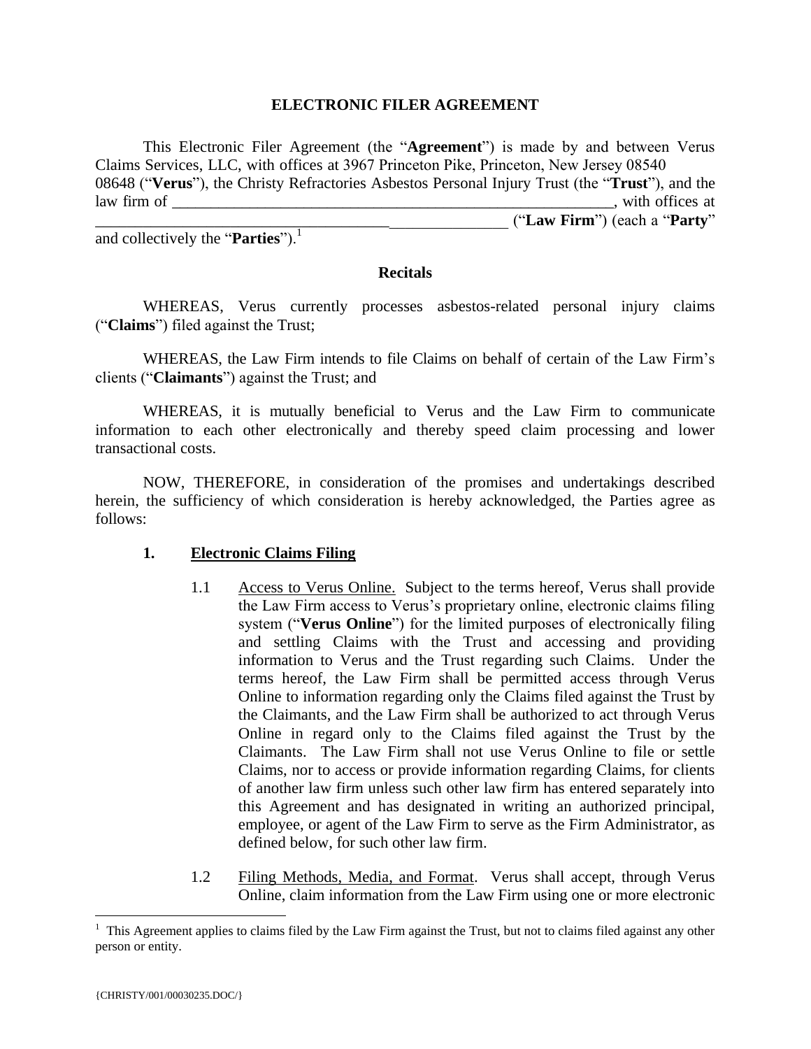# ELECTRONIC FILER AGREEMENT

This Electronic Filer Agreement (the "**Agreement**") is made by and between Verus Claims Services, LLC, with offices at 3967 Princeton Pike, Princeton, New Jersey 08540 08648 ("**Verus**"), the Christy Refractories Asbestos Personal Injury Trust (the "**Trust**"), and the law firm of ___________________________________________________________, with offices at ____________________________________________________ ("**Law Firm**") (each a "**Party**" and collectively the "**Parties**").[1]

## Recitals

WHEREAS, Verus currently processes asbestos-related personal injury claims ("**Claims**") filed against the Trust;

WHEREAS, the Law Firm intends to file Claims on behalf of certain of the Law Firm's clients ("**Claimants**") against the Trust; and

WHEREAS, it is mutually beneficial to Verus and the Law Firm to communicate information to each other electronically and thereby speed claim processing and lower transactional costs.

NOW, THEREFORE, in consideration of the promises and undertakings described herein, the sufficiency of which consideration is hereby acknowledged, the Parties agree as follows:

### 1. Electronic Claims Filing

1.1 Access to Verus Online. Subject to the terms hereof, Verus shall provide the Law Firm access to Verus's proprietary online, electronic claims filing system ("**Verus Online**") for the limited purposes of electronically filing and settling Claims with the Trust and accessing and providing information to Verus and the Trust regarding such Claims. Under the terms hereof, the Law Firm shall be permitted access through Verus Online to information regarding only the Claims filed against the Trust by the Claimants, and the Law Firm shall be authorized to act through Verus Online in regard only to the Claims filed against the Trust by the Claimants. The Law Firm shall not use Verus Online to file or settle Claims, nor to access or provide information regarding Claims, for clients of another law firm unless such other law firm has entered separately into this Agreement and has designated in writing an authorized principal, employee, or agent of the Law Firm to serve as the Firm Administrator, as defined below, for such other law firm.

1.2 Filing Methods, Media, and Format. Verus shall accept, through Verus Online, claim information from the Law Firm using one or more electronic

---

[1] This Agreement applies to claims filed by the Law Firm against the Trust, but not to claims filed against any other person or entity.

{CHRISTY/001/00030235.DOC/}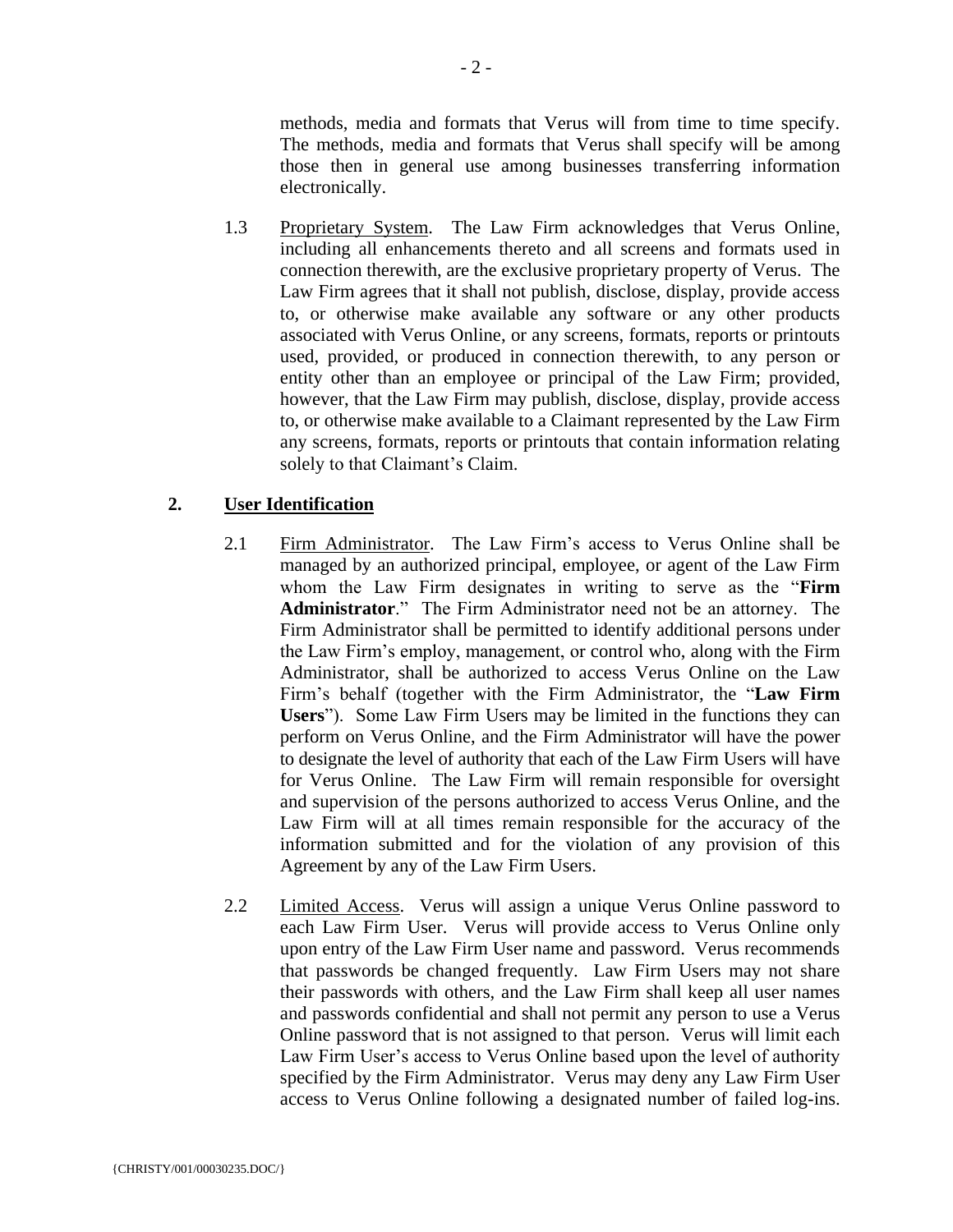methods, media and formats that Verus will from time to time specify. The methods, media and formats that Verus shall specify will be among those then in general use among businesses transferring information electronically.

1.3 Proprietary System. The Law Firm acknowledges that Verus Online, including all enhancements thereto and all screens and formats used in connection therewith, are the exclusive proprietary property of Verus. The Law Firm agrees that it shall not publish, disclose, display, provide access to, or otherwise make available any software or any other products associated with Verus Online, or any screens, formats, reports or printouts used, provided, or produced in connection therewith, to any person or entity other than an employee or principal of the Law Firm; provided, however, that the Law Firm may publish, disclose, display, provide access to, or otherwise make available to a Claimant represented by the Law Firm any screens, formats, reports or printouts that contain information relating solely to that Claimant's Claim.

## 2. User Identification

2.1 Firm Administrator. The Law Firm's access to Verus Online shall be managed by an authorized principal, employee, or agent of the Law Firm whom the Law Firm designates in writing to serve as the "**Firm Administrator**." The Firm Administrator need not be an attorney. The Firm Administrator shall be permitted to identify additional persons under the Law Firm's employ, management, or control who, along with the Firm Administrator, shall be authorized to access Verus Online on the Law Firm's behalf (together with the Firm Administrator, the "**Law Firm Users**"). Some Law Firm Users may be limited in the functions they can perform on Verus Online, and the Firm Administrator will have the power to designate the level of authority that each of the Law Firm Users will have for Verus Online. The Law Firm will remain responsible for oversight and supervision of the persons authorized to access Verus Online, and the Law Firm will at all times remain responsible for the accuracy of the information submitted and for the violation of any provision of this Agreement by any of the Law Firm Users.

2.2 Limited Access. Verus will assign a unique Verus Online password to each Law Firm User. Verus will provide access to Verus Online only upon entry of the Law Firm User name and password. Verus recommends that passwords be changed frequently. Law Firm Users may not share their passwords with others, and the Law Firm shall keep all user names and passwords confidential and shall not permit any person to use a Verus Online password that is not assigned to that person. Verus will limit each Law Firm User's access to Verus Online based upon the level of authority specified by the Firm Administrator. Verus may deny any Law Firm User access to Verus Online following a designated number of failed log-ins.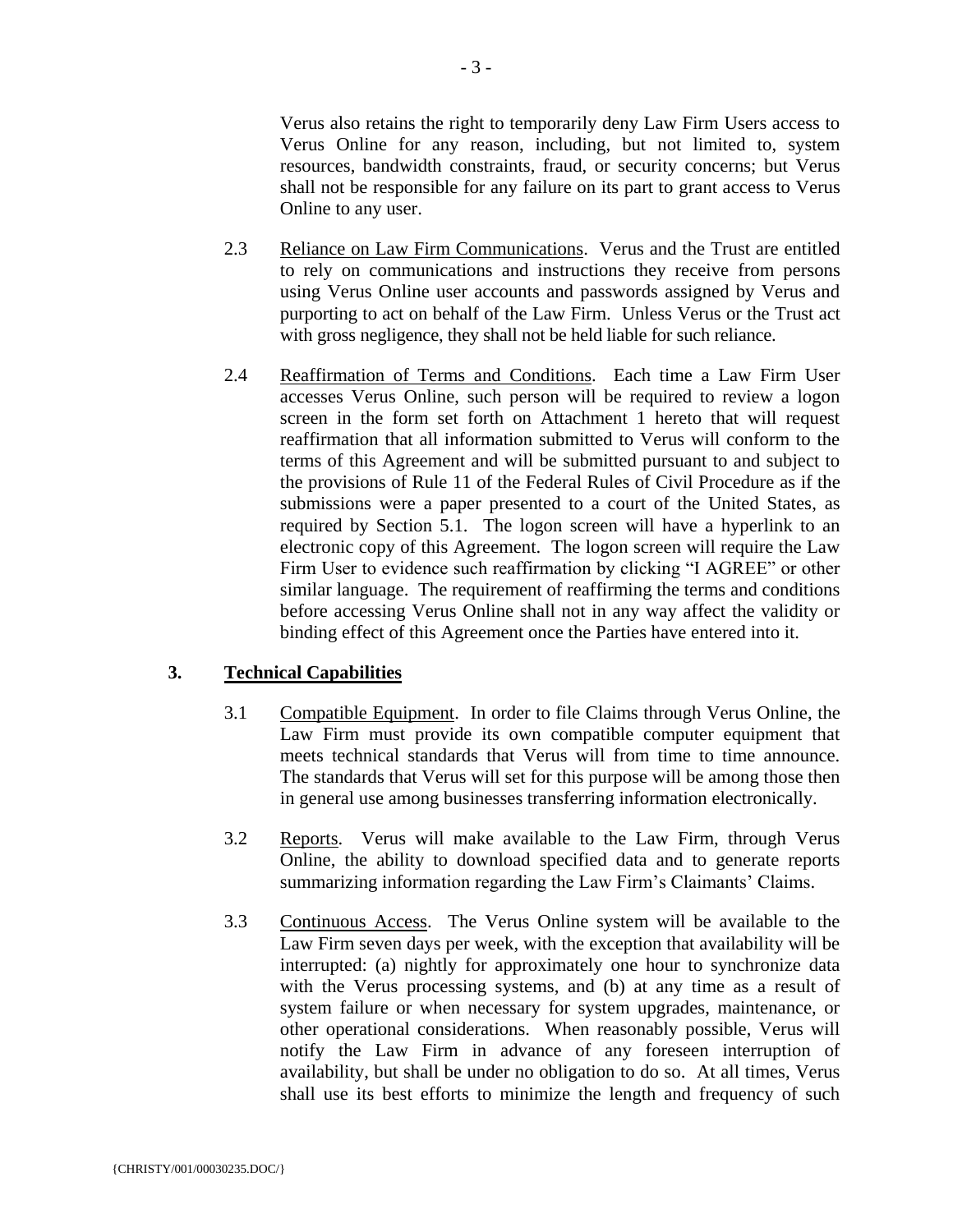Verus also retains the right to temporarily deny Law Firm Users access to Verus Online for any reason, including, but not limited to, system resources, bandwidth constraints, fraud, or security concerns; but Verus shall not be responsible for any failure on its part to grant access to Verus Online to any user.

2.3 Reliance on Law Firm Communications. Verus and the Trust are entitled to rely on communications and instructions they receive from persons using Verus Online user accounts and passwords assigned by Verus and purporting to act on behalf of the Law Firm. Unless Verus or the Trust act with gross negligence, they shall not be held liable for such reliance.

2.4 Reaffirmation of Terms and Conditions. Each time a Law Firm User accesses Verus Online, such person will be required to review a logon screen in the form set forth on Attachment 1 hereto that will request reaffirmation that all information submitted to Verus will conform to the terms of this Agreement and will be submitted pursuant to and subject to the provisions of Rule 11 of the Federal Rules of Civil Procedure as if the submissions were a paper presented to a court of the United States, as required by Section 5.1. The logon screen will have a hyperlink to an electronic copy of this Agreement. The logon screen will require the Law Firm User to evidence such reaffirmation by clicking "I AGREE" or other similar language. The requirement of reaffirming the terms and conditions before accessing Verus Online shall not in any way affect the validity or binding effect of this Agreement once the Parties have entered into it.

## 3. Technical Capabilities

3.1 Compatible Equipment. In order to file Claims through Verus Online, the Law Firm must provide its own compatible computer equipment that meets technical standards that Verus will from time to time announce. The standards that Verus will set for this purpose will be among those then in general use among businesses transferring information electronically.

3.2 Reports. Verus will make available to the Law Firm, through Verus Online, the ability to download specified data and to generate reports summarizing information regarding the Law Firm's Claimants' Claims.

3.3 Continuous Access. The Verus Online system will be available to the Law Firm seven days per week, with the exception that availability will be interrupted: (a) nightly for approximately one hour to synchronize data with the Verus processing systems, and (b) at any time as a result of system failure or when necessary for system upgrades, maintenance, or other operational considerations. When reasonably possible, Verus will notify the Law Firm in advance of any foreseen interruption of availability, but shall be under no obligation to do so. At all times, Verus shall use its best efforts to minimize the length and frequency of such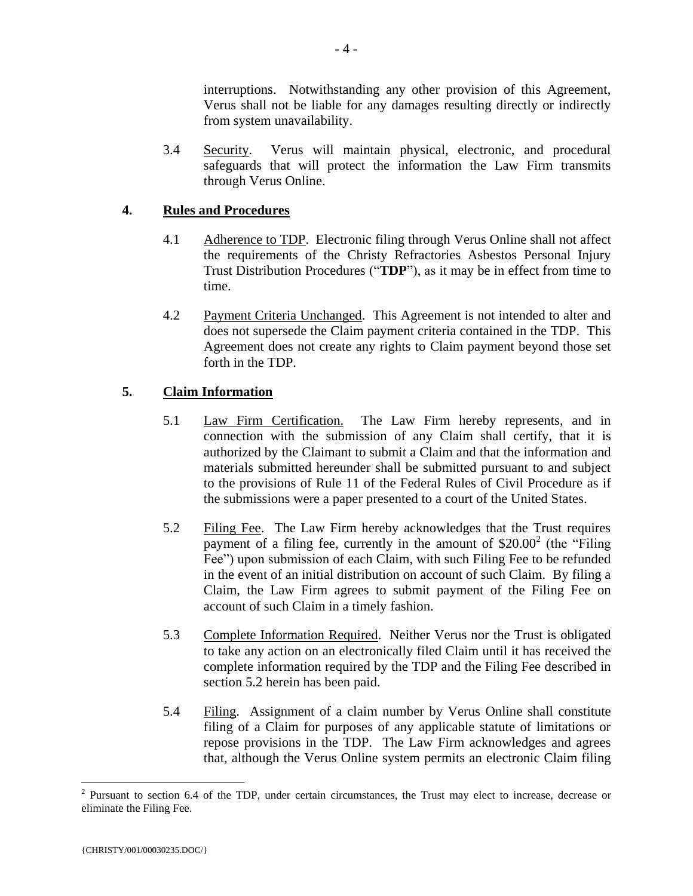interruptions. Notwithstanding any other provision of this Agreement, Verus shall not be liable for any damages resulting directly or indirectly from system unavailability.

3.4 Security. Verus will maintain physical, electronic, and procedural safeguards that will protect the information the Law Firm transmits through Verus Online.

## 4. Rules and Procedures

4.1 Adherence to TDP. Electronic filing through Verus Online shall not affect the requirements of the Christy Refractories Asbestos Personal Injury Trust Distribution Procedures ("**TDP**"), as it may be in effect from time to time.

4.2 Payment Criteria Unchanged. This Agreement is not intended to alter and does not supersede the Claim payment criteria contained in the TDP. This Agreement does not create any rights to Claim payment beyond those set forth in the TDP.

## 5. Claim Information

5.1 Law Firm Certification. The Law Firm hereby represents, and in connection with the submission of any Claim shall certify, that it is authorized by the Claimant to submit a Claim and that the information and materials submitted hereunder shall be submitted pursuant to and subject to the provisions of Rule 11 of the Federal Rules of Civil Procedure as if the submissions were a paper presented to a court of the United States.

5.2 Filing Fee. The Law Firm hereby acknowledges that the Trust requires payment of a filing fee, currently in the amount of $20.00[2] (the "Filing Fee") upon submission of each Claim, with such Filing Fee to be refunded in the event of an initial distribution on account of such Claim. By filing a Claim, the Law Firm agrees to submit payment of the Filing Fee on account of such Claim in a timely fashion.

5.3 Complete Information Required. Neither Verus nor the Trust is obligated to take any action on an electronically filed Claim until it has received the complete information required by the TDP and the Filing Fee described in section 5.2 herein has been paid.

5.4 Filing. Assignment of a claim number by Verus Online shall constitute filing of a Claim for purposes of any applicable statute of limitations or repose provisions in the TDP. The Law Firm acknowledges and agrees that, although the Verus Online system permits an electronic Claim filing

[2] Pursuant to section 6.4 of the TDP, under certain circumstances, the Trust may elect to increase, decrease or eliminate the Filing Fee.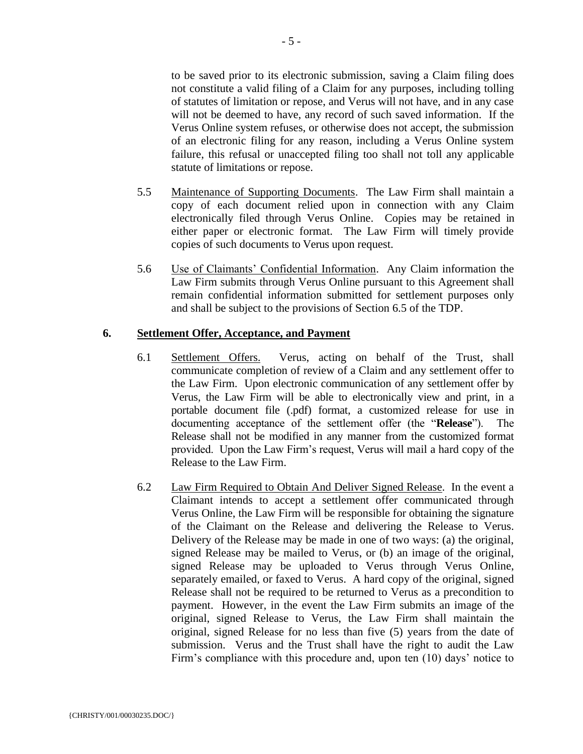to be saved prior to its electronic submission, saving a Claim filing does not constitute a valid filing of a Claim for any purposes, including tolling of statutes of limitation or repose, and Verus will not have, and in any case will not be deemed to have, any record of such saved information. If the Verus Online system refuses, or otherwise does not accept, the submission of an electronic filing for any reason, including a Verus Online system failure, this refusal or unaccepted filing too shall not toll any applicable statute of limitations or repose.

5.5 Maintenance of Supporting Documents. The Law Firm shall maintain a copy of each document relied upon in connection with any Claim electronically filed through Verus Online. Copies may be retained in either paper or electronic format. The Law Firm will timely provide copies of such documents to Verus upon request.

5.6 Use of Claimants' Confidential Information. Any Claim information the Law Firm submits through Verus Online pursuant to this Agreement shall remain confidential information submitted for settlement purposes only and shall be subject to the provisions of Section 6.5 of the TDP.

## 6. Settlement Offer, Acceptance, and Payment

6.1 Settlement Offers. Verus, acting on behalf of the Trust, shall communicate completion of review of a Claim and any settlement offer to the Law Firm. Upon electronic communication of any settlement offer by Verus, the Law Firm will be able to electronically view and print, in a portable document file (.pdf) format, a customized release for use in documenting acceptance of the settlement offer (the "**Release**"). The Release shall not be modified in any manner from the customized format provided. Upon the Law Firm's request, Verus will mail a hard copy of the Release to the Law Firm.

6.2 Law Firm Required to Obtain And Deliver Signed Release. In the event a Claimant intends to accept a settlement offer communicated through Verus Online, the Law Firm will be responsible for obtaining the signature of the Claimant on the Release and delivering the Release to Verus. Delivery of the Release may be made in one of two ways: (a) the original, signed Release may be mailed to Verus, or (b) an image of the original, signed Release may be uploaded to Verus through Verus Online, separately emailed, or faxed to Verus. A hard copy of the original, signed Release shall not be required to be returned to Verus as a precondition to payment. However, in the event the Law Firm submits an image of the original, signed Release to Verus, the Law Firm shall maintain the original, signed Release for no less than five (5) years from the date of submission. Verus and the Trust shall have the right to audit the Law Firm's compliance with this procedure and, upon ten (10) days' notice to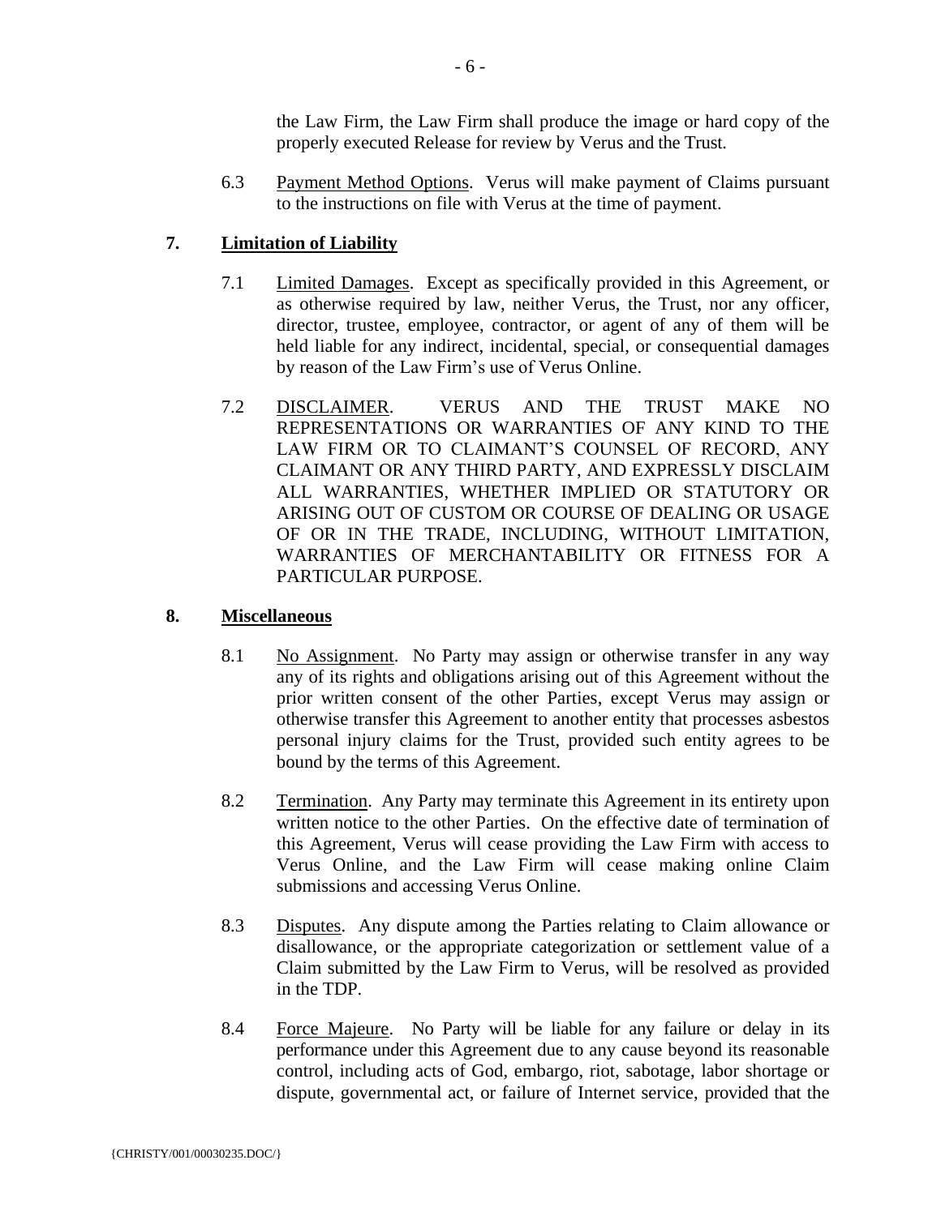the Law Firm, the Law Firm shall produce the image or hard copy of the properly executed Release for review by Verus and the Trust.

6.3 Payment Method Options. Verus will make payment of Claims pursuant to the instructions on file with Verus at the time of payment.

## 7. Limitation of Liability

7.1 Limited Damages. Except as specifically provided in this Agreement, or as otherwise required by law, neither Verus, the Trust, nor any officer, director, trustee, employee, contractor, or agent of any of them will be held liable for any indirect, incidental, special, or consequential damages by reason of the Law Firm's use of Verus Online.

7.2 DISCLAIMER. VERUS AND THE TRUST MAKE NO REPRESENTATIONS OR WARRANTIES OF ANY KIND TO THE LAW FIRM OR TO CLAIMANT'S COUNSEL OF RECORD, ANY CLAIMANT OR ANY THIRD PARTY, AND EXPRESSLY DISCLAIM ALL WARRANTIES, WHETHER IMPLIED OR STATUTORY OR ARISING OUT OF CUSTOM OR COURSE OF DEALING OR USAGE OF OR IN THE TRADE, INCLUDING, WITHOUT LIMITATION, WARRANTIES OF MERCHANTABILITY OR FITNESS FOR A PARTICULAR PURPOSE.

## 8. Miscellaneous

8.1 No Assignment. No Party may assign or otherwise transfer in any way any of its rights and obligations arising out of this Agreement without the prior written consent of the other Parties, except Verus may assign or otherwise transfer this Agreement to another entity that processes asbestos personal injury claims for the Trust, provided such entity agrees to be bound by the terms of this Agreement.

8.2 Termination. Any Party may terminate this Agreement in its entirety upon written notice to the other Parties. On the effective date of termination of this Agreement, Verus will cease providing the Law Firm with access to Verus Online, and the Law Firm will cease making online Claim submissions and accessing Verus Online.

8.3 Disputes. Any dispute among the Parties relating to Claim allowance or disallowance, or the appropriate categorization or settlement value of a Claim submitted by the Law Firm to Verus, will be resolved as provided in the TDP.

8.4 Force Majeure. No Party will be liable for any failure or delay in its performance under this Agreement due to any cause beyond its reasonable control, including acts of God, embargo, riot, sabotage, labor shortage or dispute, governmental act, or failure of Internet service, provided that the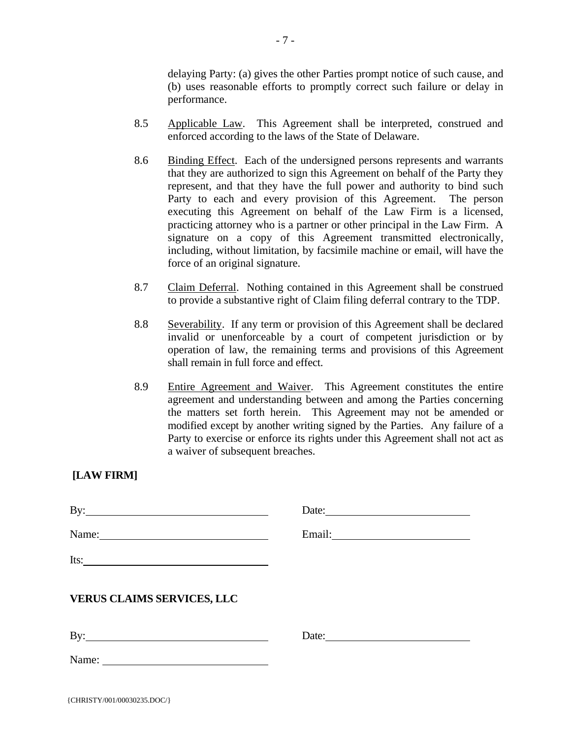delaying Party: (a) gives the other Parties prompt notice of such cause, and (b) uses reasonable efforts to promptly correct such failure or delay in performance.

8.5 Applicable Law. This Agreement shall be interpreted, construed and enforced according to the laws of the State of Delaware.

8.6 Binding Effect. Each of the undersigned persons represents and warrants that they are authorized to sign this Agreement on behalf of the Party they represent, and that they have the full power and authority to bind such Party to each and every provision of this Agreement. The person executing this Agreement on behalf of the Law Firm is a licensed, practicing attorney who is a partner or other principal in the Law Firm. A signature on a copy of this Agreement transmitted electronically, including, without limitation, by facsimile machine or email, will have the force of an original signature.

8.7 Claim Deferral. Nothing contained in this Agreement shall be construed to provide a substantive right of Claim filing deferral contrary to the TDP.

8.8 Severability. If any term or provision of this Agreement shall be declared invalid or unenforceable by a court of competent jurisdiction or by operation of law, the remaining terms and provisions of this Agreement shall remain in full force and effect.

8.9 Entire Agreement and Waiver. This Agreement constitutes the entire agreement and understanding between and among the Parties concerning the matters set forth herein. This Agreement may not be amended or modified except by another writing signed by the Parties. Any failure of a Party to exercise or enforce its rights under this Agreement shall not act as a waiver of subsequent breaches.

**[LAW FIRM]**

By:______________________________ Date:__________________________

Name:____________________________ Email:_________________________

Its:______________________________

**VERUS CLAIMS SERVICES, LLC**

By:______________________________ Date:__________________________

Name:____________________________

{CHRISTY/001/00030235.DOC/}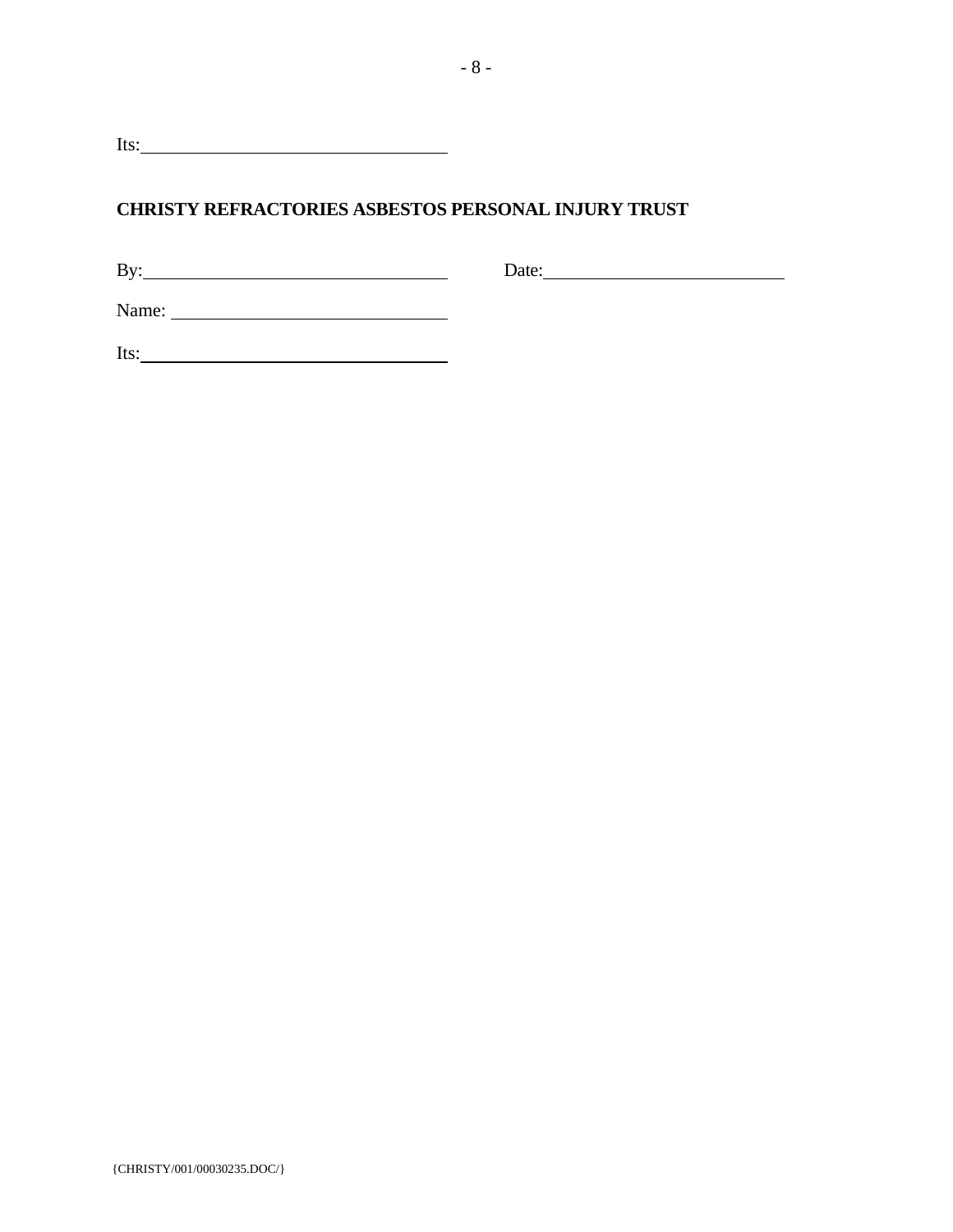Its: \_\_\_\_\_\_\_\_\_\_\_\_\_\_\_\_\_\_\_\_\_\_\_\_\_\_\_\_\_\_\_\_

**CHRISTY REFRACTORIES ASBESTOS PERSONAL INJURY TRUST**

By: \_\_\_\_\_\_\_\_\_\_\_\_\_\_\_\_\_\_\_\_\_\_\_\_\_\_\_\_\_\_\_\_ Date: \_\_\_\_\_\_\_\_\_\_\_\_\_\_\_\_\_\_\_\_\_\_\_\_\_\_

Name: \_\_\_\_\_\_\_\_\_\_\_\_\_\_\_\_\_\_\_\_\_\_\_\_\_\_\_\_\_\_

Its: \_\_\_\_\_\_\_\_\_\_\_\_\_\_\_\_\_\_\_\_\_\_\_\_\_\_\_\_\_\_\_\_

{CHRISTY/001/00030235.DOC/}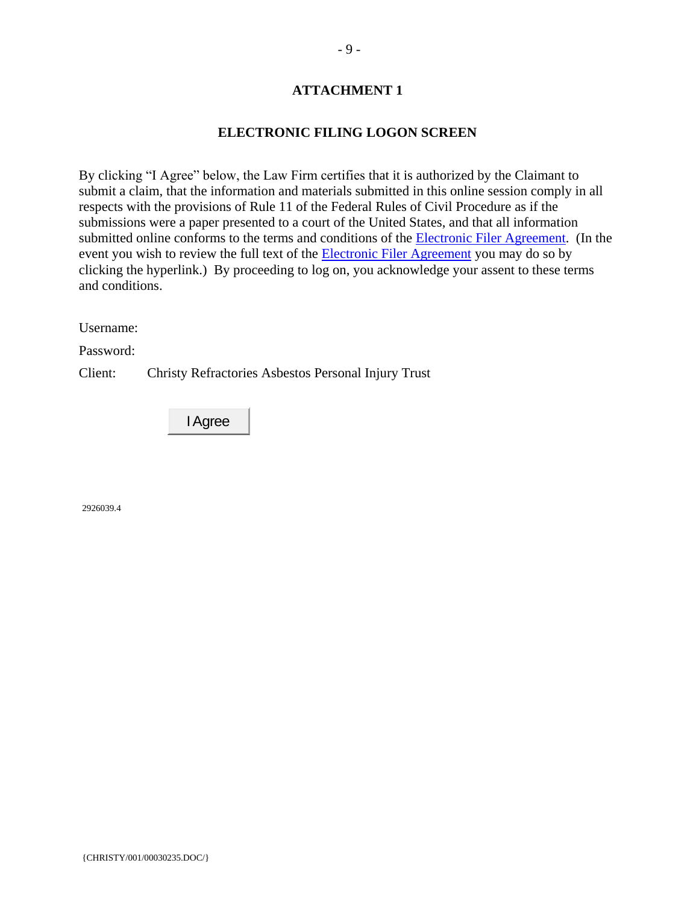# ATTACHMENT 1

## ELECTRONIC FILING LOGON SCREEN

By clicking "I Agree" below, the Law Firm certifies that it is authorized by the Claimant to submit a claim, that the information and materials submitted in this online session comply in all respects with the provisions of Rule 11 of the Federal Rules of Civil Procedure as if the submissions were a paper presented to a court of the United States, and that all information submitted online conforms to the terms and conditions of the Electronic Filer Agreement. (In the event you wish to review the full text of the Electronic Filer Agreement you may do so by clicking the hyperlink.) By proceeding to log on, you acknowledge your assent to these terms and conditions.

Username:

Password:

Client: Christy Refractories Asbestos Personal Injury Trust

I Agree

2926039.4

{CHRISTY/001/00030235.DOC/}